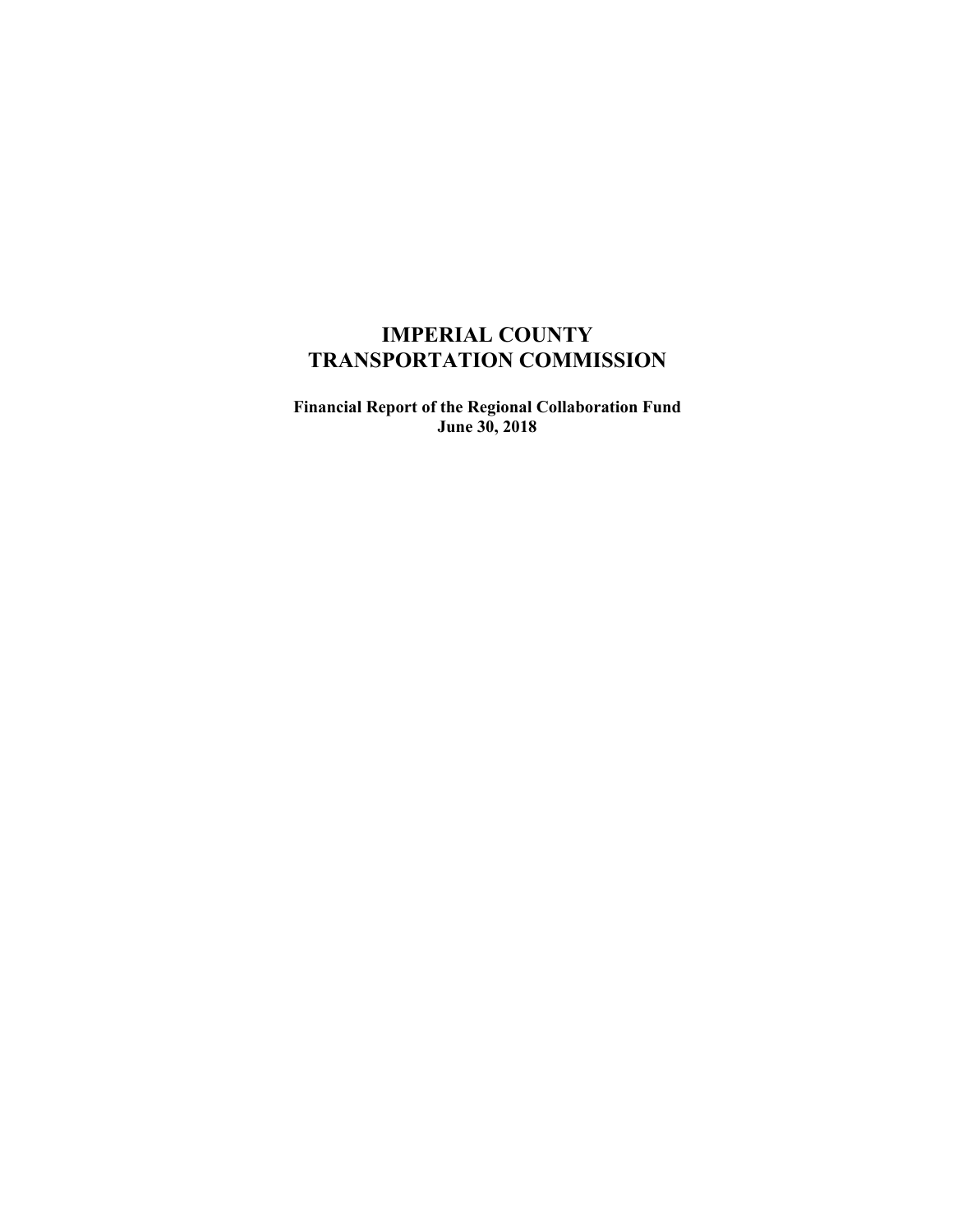# IMPERIAL COUNTY
# TRANSPORTATION COMMISSION

**Financial Report of the Regional Collaboration Fund**
**June 30, 2018**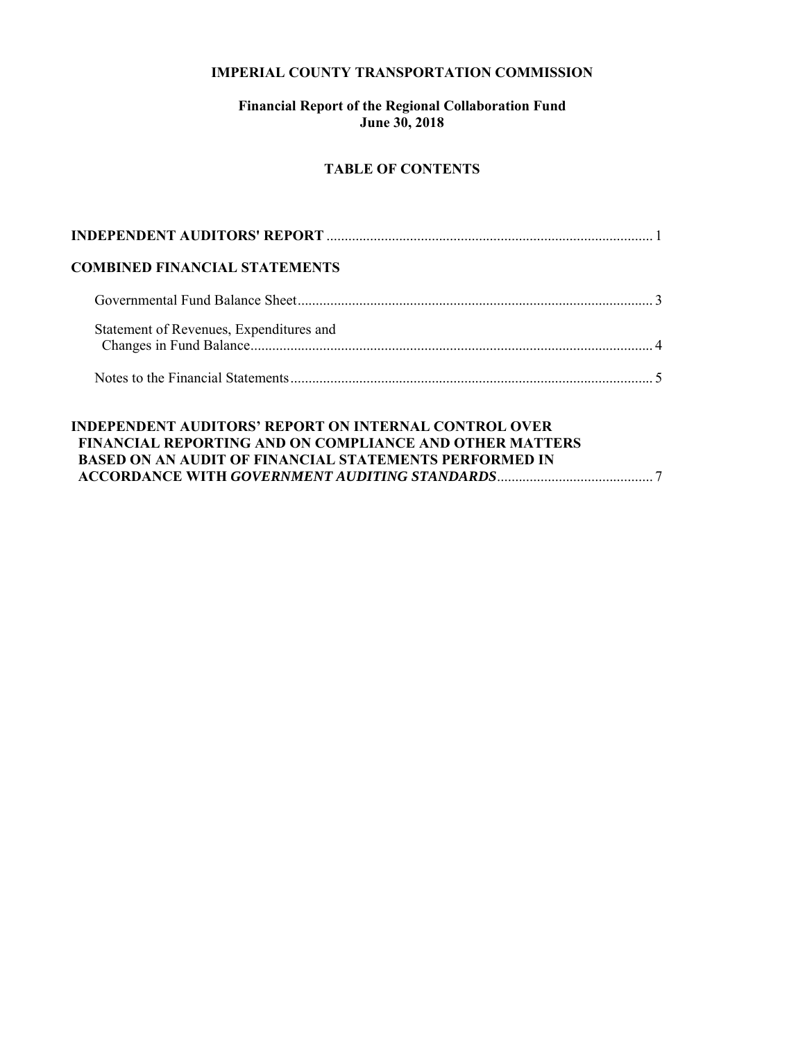# IMPERIAL COUNTY TRANSPORTATION COMMISSION

## Financial Report of the Regional Collaboration Fund
## June 30, 2018

### TABLE OF CONTENTS

**INDEPENDENT AUDITORS' REPORT** .......... 1

**COMBINED FINANCIAL STATEMENTS**

Governmental Fund Balance Sheet .......... 3

Statement of Revenues, Expenditures and Changes in Fund Balance .......... 4

Notes to the Financial Statements .......... 5

**INDEPENDENT AUDITORS' REPORT ON INTERNAL CONTROL OVER FINANCIAL REPORTING AND ON COMPLIANCE AND OTHER MATTERS BASED ON AN AUDIT OF FINANCIAL STATEMENTS PERFORMED IN ACCORDANCE WITH *GOVERNMENT AUDITING STANDARDS*** .......... 7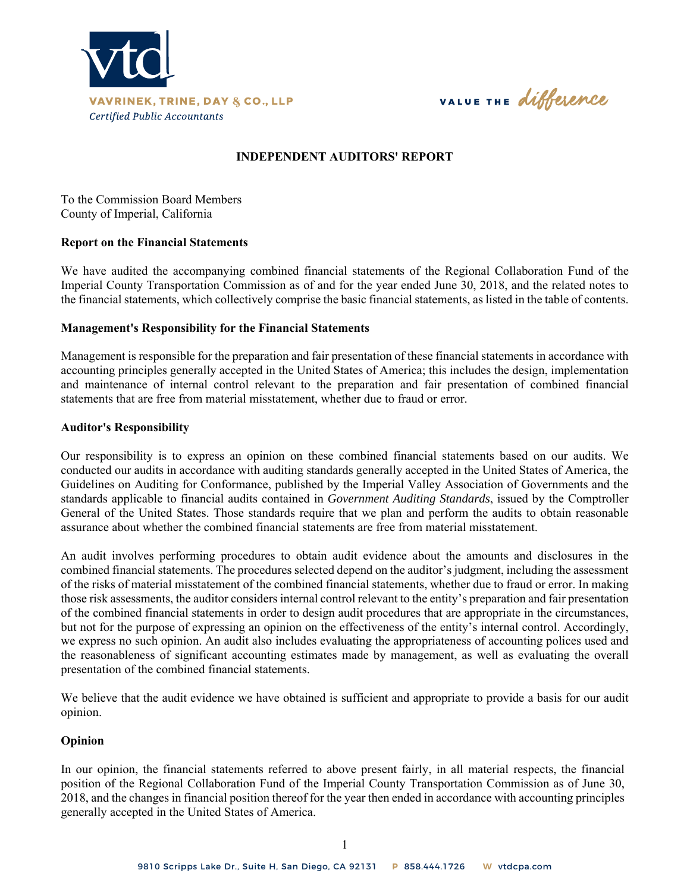**VAVRINEK, TRINE, DAY & CO., LLP**
*Certified Public Accountants*

VALUE THE *difference*

## INDEPENDENT AUDITORS' REPORT

To the Commission Board Members
County of Imperial, California

### Report on the Financial Statements

We have audited the accompanying combined financial statements of the Regional Collaboration Fund of the Imperial County Transportation Commission as of and for the year ended June 30, 2018, and the related notes to the financial statements, which collectively comprise the basic financial statements, as listed in the table of contents.

### Management's Responsibility for the Financial Statements

Management is responsible for the preparation and fair presentation of these financial statements in accordance with accounting principles generally accepted in the United States of America; this includes the design, implementation and maintenance of internal control relevant to the preparation and fair presentation of combined financial statements that are free from material misstatement, whether due to fraud or error.

### Auditor's Responsibility

Our responsibility is to express an opinion on these combined financial statements based on our audits. We conducted our audits in accordance with auditing standards generally accepted in the United States of America, the Guidelines on Auditing for Conformance, published by the Imperial Valley Association of Governments and the standards applicable to financial audits contained in *Government Auditing Standards*, issued by the Comptroller General of the United States. Those standards require that we plan and perform the audits to obtain reasonable assurance about whether the combined financial statements are free from material misstatement.

An audit involves performing procedures to obtain audit evidence about the amounts and disclosures in the combined financial statements. The procedures selected depend on the auditor's judgment, including the assessment of the risks of material misstatement of the combined financial statements, whether due to fraud or error. In making those risk assessments, the auditor considers internal control relevant to the entity's preparation and fair presentation of the combined financial statements in order to design audit procedures that are appropriate in the circumstances, but not for the purpose of expressing an opinion on the effectiveness of the entity's internal control. Accordingly, we express no such opinion. An audit also includes evaluating the appropriateness of accounting polices used and the reasonableness of significant accounting estimates made by management, as well as evaluating the overall presentation of the combined financial statements.

We believe that the audit evidence we have obtained is sufficient and appropriate to provide a basis for our audit opinion.

### Opinion

In our opinion, the financial statements referred to above present fairly, in all material respects, the financial position of the Regional Collaboration Fund of the Imperial County Transportation Commission as of June 30, 2018, and the changes in financial position thereof for the year then ended in accordance with accounting principles generally accepted in the United States of America.

9810 Scripps Lake Dr., Suite H, San Diego, CA 92131 P 858.444.1726 W vtdcpa.com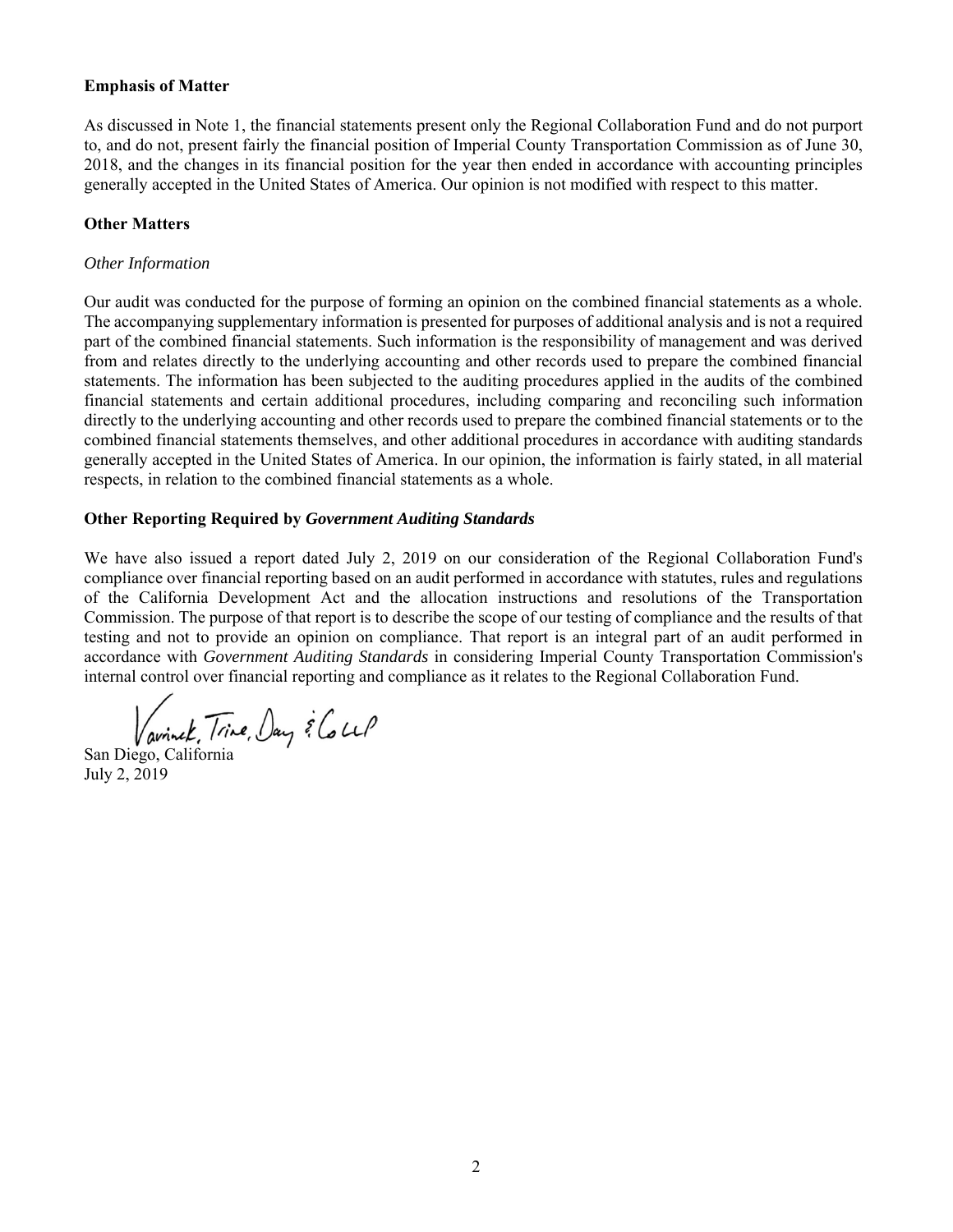**Emphasis of Matter**

As discussed in Note 1, the financial statements present only the Regional Collaboration Fund and do not purport to, and do not, present fairly the financial position of Imperial County Transportation Commission as of June 30, 2018, and the changes in its financial position for the year then ended in accordance with accounting principles generally accepted in the United States of America. Our opinion is not modified with respect to this matter.

**Other Matters**

*Other Information*

Our audit was conducted for the purpose of forming an opinion on the combined financial statements as a whole. The accompanying supplementary information is presented for purposes of additional analysis and is not a required part of the combined financial statements. Such information is the responsibility of management and was derived from and relates directly to the underlying accounting and other records used to prepare the combined financial statements. The information has been subjected to the auditing procedures applied in the audits of the combined financial statements and certain additional procedures, including comparing and reconciling such information directly to the underlying accounting and other records used to prepare the combined financial statements or to the combined financial statements themselves, and other additional procedures in accordance with auditing standards generally accepted in the United States of America. In our opinion, the information is fairly stated, in all material respects, in relation to the combined financial statements as a whole.

**Other Reporting Required by *Government Auditing Standards***

We have also issued a report dated July 2, 2019 on our consideration of the Regional Collaboration Fund's compliance over financial reporting based on an audit performed in accordance with statutes, rules and regulations of the California Development Act and the allocation instructions and resolutions of the Transportation Commission. The purpose of that report is to describe the scope of our testing of compliance and the results of that testing and not to provide an opinion on compliance. That report is an integral part of an audit performed in accordance with *Government Auditing Standards* in considering Imperial County Transportation Commission's internal control over financial reporting and compliance as it relates to the Regional Collaboration Fund.

Vavrinek, Trine, Day & Co LLP

San Diego, California
July 2, 2019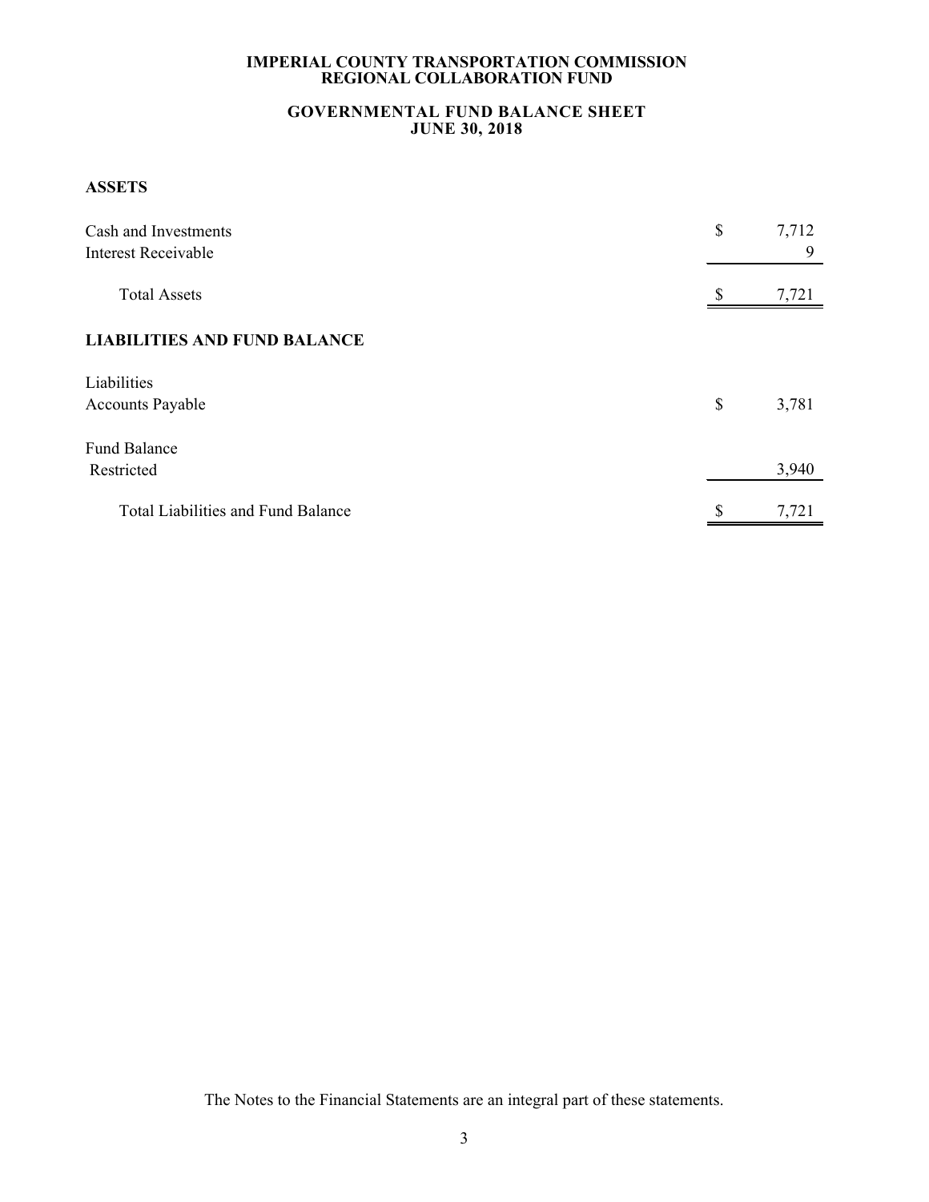# IMPERIAL COUNTY TRANSPORTATION COMMISSION
# REGIONAL COLLABORATION FUND

## GOVERNMENTAL FUND BALANCE SHEET
## JUNE 30, 2018

### ASSETS

| | |
|---|---|
| Cash and Investments | $ 7,712 |
| Interest Receivable | 9 |
| Total Assets | $ 7,721 |

### LIABILITIES AND FUND BALANCE

| | |
|---|---|
| Liabilities | |
| Accounts Payable | $ 3,781 |
| Fund Balance | |
| Restricted | 3,940 |
| Total Liabilities and Fund Balance | $ 7,721 |

The Notes to the Financial Statements are an integral part of these statements.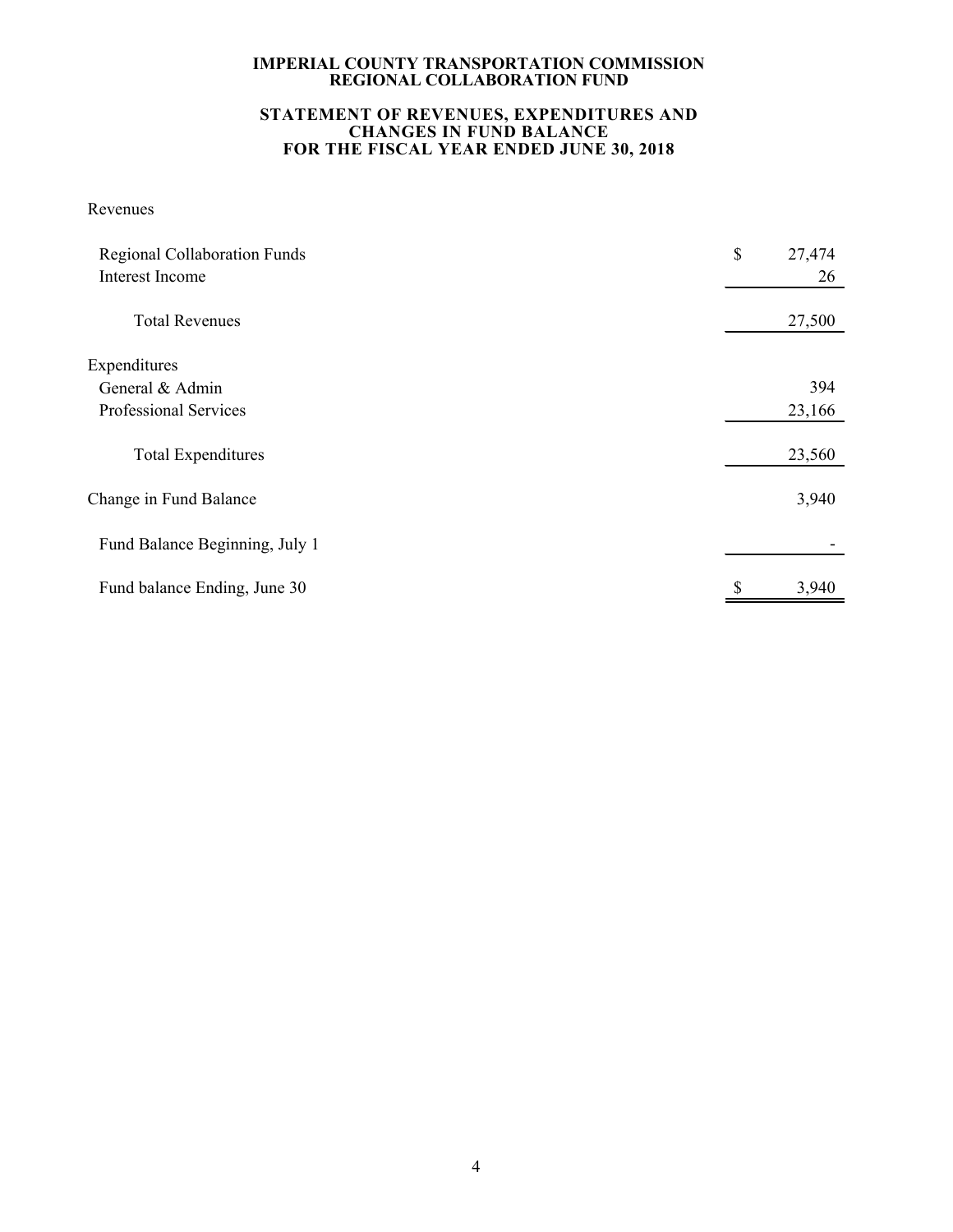# IMPERIAL COUNTY TRANSPORTATION COMMISSION
# REGIONAL COLLABORATION FUND

## STATEMENT OF REVENUES, EXPENDITURES AND CHANGES IN FUND BALANCE
## FOR THE FISCAL YEAR ENDED JUNE 30, 2018

| | |
|---|---|
| Revenues | |
| Regional Collaboration Funds | $ 27,474 |
| Interest Income | 26 |
| Total Revenues | 27,500 |
| Expenditures | |
| General & Admin | 394 |
| Professional Services | 23,166 |
| Total Expenditures | 23,560 |
| Change in Fund Balance | 3,940 |
| Fund Balance Beginning, July 1 | - |
| Fund balance Ending, June 30 | $ 3,940 |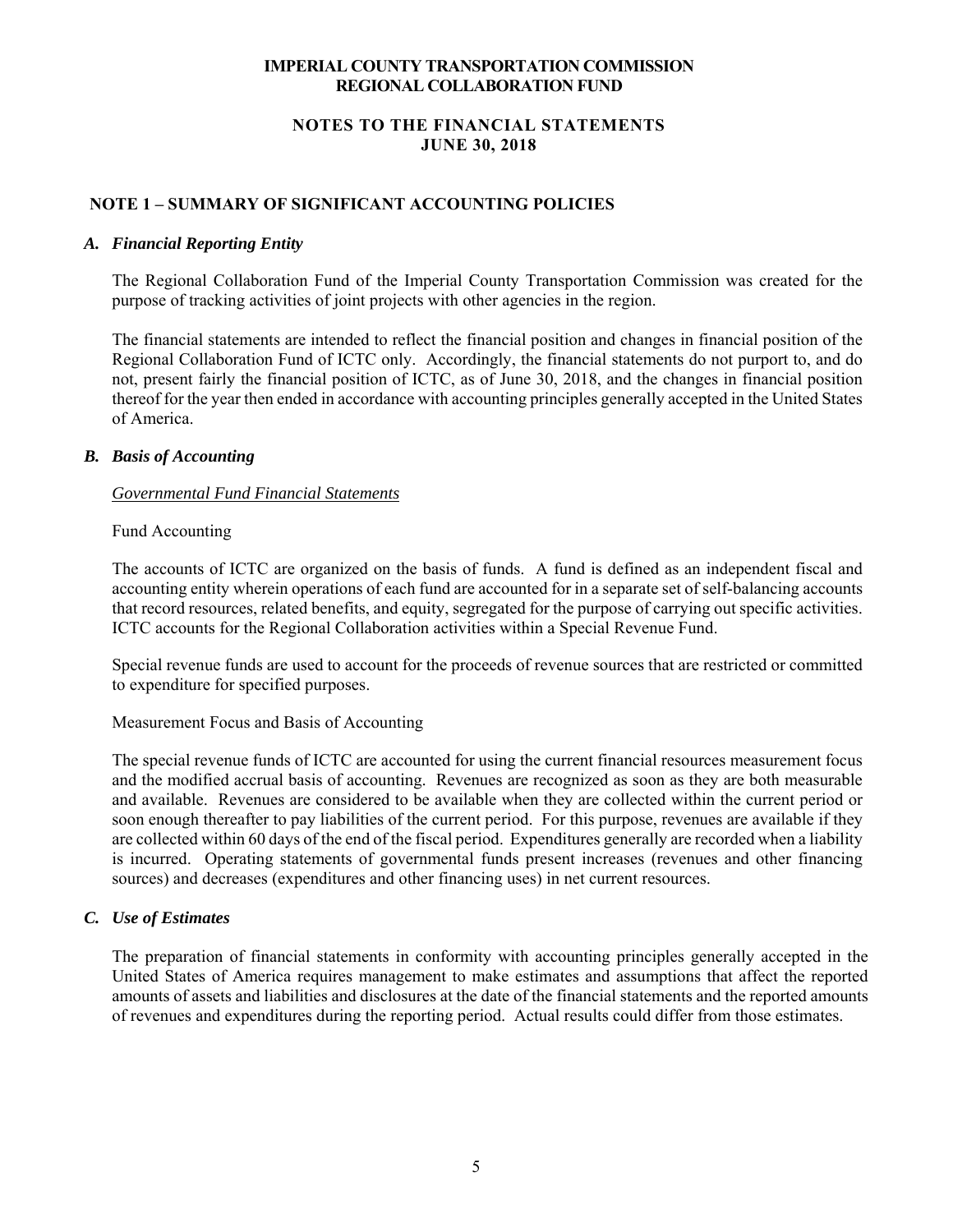**IMPERIAL COUNTY TRANSPORTATION COMMISSION**
**REGIONAL COLLABORATION FUND**

**NOTES TO THE FINANCIAL STATEMENTS**
**JUNE 30, 2018**

## NOTE 1 – SUMMARY OF SIGNIFICANT ACCOUNTING POLICIES

### *A. Financial Reporting Entity*

The Regional Collaboration Fund of the Imperial County Transportation Commission was created for the purpose of tracking activities of joint projects with other agencies in the region.

The financial statements are intended to reflect the financial position and changes in financial position of the Regional Collaboration Fund of ICTC only. Accordingly, the financial statements do not purport to, and do not, present fairly the financial position of ICTC, as of June 30, 2018, and the changes in financial position thereof for the year then ended in accordance with accounting principles generally accepted in the United States of America.

### *B. Basis of Accounting*

*Governmental Fund Financial Statements*

Fund Accounting

The accounts of ICTC are organized on the basis of funds. A fund is defined as an independent fiscal and accounting entity wherein operations of each fund are accounted for in a separate set of self-balancing accounts that record resources, related benefits, and equity, segregated for the purpose of carrying out specific activities. ICTC accounts for the Regional Collaboration activities within a Special Revenue Fund.

Special revenue funds are used to account for the proceeds of revenue sources that are restricted or committed to expenditure for specified purposes.

Measurement Focus and Basis of Accounting

The special revenue funds of ICTC are accounted for using the current financial resources measurement focus and the modified accrual basis of accounting. Revenues are recognized as soon as they are both measurable and available. Revenues are considered to be available when they are collected within the current period or soon enough thereafter to pay liabilities of the current period. For this purpose, revenues are available if they are collected within 60 days of the end of the fiscal period. Expenditures generally are recorded when a liability is incurred. Operating statements of governmental funds present increases (revenues and other financing sources) and decreases (expenditures and other financing uses) in net current resources.

### *C. Use of Estimates*

The preparation of financial statements in conformity with accounting principles generally accepted in the United States of America requires management to make estimates and assumptions that affect the reported amounts of assets and liabilities and disclosures at the date of the financial statements and the reported amounts of revenues and expenditures during the reporting period. Actual results could differ from those estimates.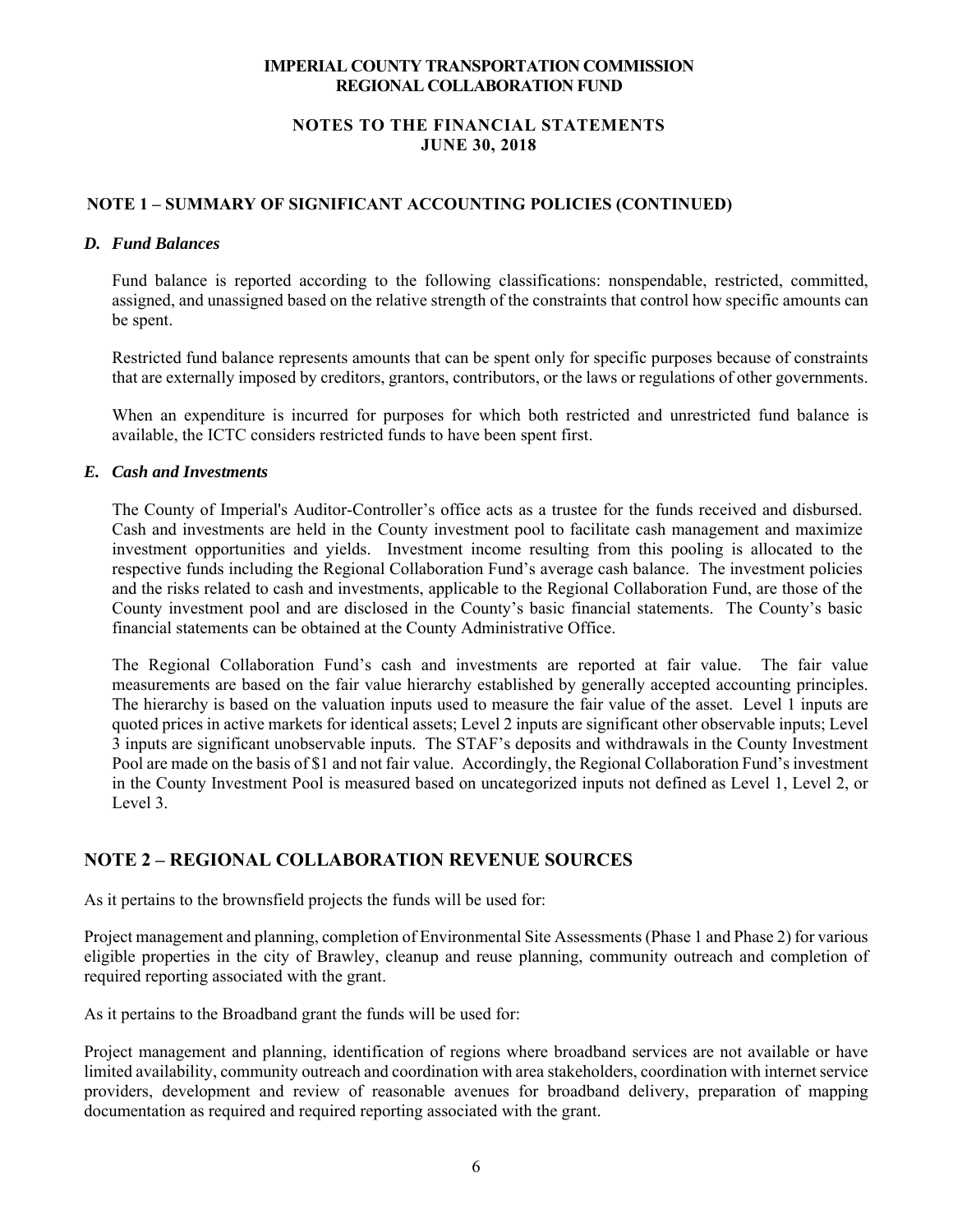**IMPERIAL COUNTY TRANSPORTATION COMMISSION**
**REGIONAL COLLABORATION FUND**

**NOTES TO THE FINANCIAL STATEMENTS**
**JUNE 30, 2018**

## NOTE 1 – SUMMARY OF SIGNIFICANT ACCOUNTING POLICIES (CONTINUED)

### *D. Fund Balances*

Fund balance is reported according to the following classifications: nonspendable, restricted, committed, assigned, and unassigned based on the relative strength of the constraints that control how specific amounts can be spent.

Restricted fund balance represents amounts that can be spent only for specific purposes because of constraints that are externally imposed by creditors, grantors, contributors, or the laws or regulations of other governments.

When an expenditure is incurred for purposes for which both restricted and unrestricted fund balance is available, the ICTC considers restricted funds to have been spent first.

### *E. Cash and Investments*

The County of Imperial's Auditor-Controller's office acts as a trustee for the funds received and disbursed. Cash and investments are held in the County investment pool to facilitate cash management and maximize investment opportunities and yields. Investment income resulting from this pooling is allocated to the respective funds including the Regional Collaboration Fund's average cash balance. The investment policies and the risks related to cash and investments, applicable to the Regional Collaboration Fund, are those of the County investment pool and are disclosed in the County's basic financial statements. The County's basic financial statements can be obtained at the County Administrative Office.

The Regional Collaboration Fund's cash and investments are reported at fair value. The fair value measurements are based on the fair value hierarchy established by generally accepted accounting principles. The hierarchy is based on the valuation inputs used to measure the fair value of the asset. Level 1 inputs are quoted prices in active markets for identical assets; Level 2 inputs are significant other observable inputs; Level 3 inputs are significant unobservable inputs. The STAF's deposits and withdrawals in the County Investment Pool are made on the basis of $1 and not fair value. Accordingly, the Regional Collaboration Fund's investment in the County Investment Pool is measured based on uncategorized inputs not defined as Level 1, Level 2, or Level 3.

## NOTE 2 – REGIONAL COLLABORATION REVENUE SOURCES

As it pertains to the brownsfield projects the funds will be used for:

Project management and planning, completion of Environmental Site Assessments (Phase 1 and Phase 2) for various eligible properties in the city of Brawley, cleanup and reuse planning, community outreach and completion of required reporting associated with the grant.

As it pertains to the Broadband grant the funds will be used for:

Project management and planning, identification of regions where broadband services are not available or have limited availability, community outreach and coordination with area stakeholders, coordination with internet service providers, development and review of reasonable avenues for broadband delivery, preparation of mapping documentation as required and required reporting associated with the grant.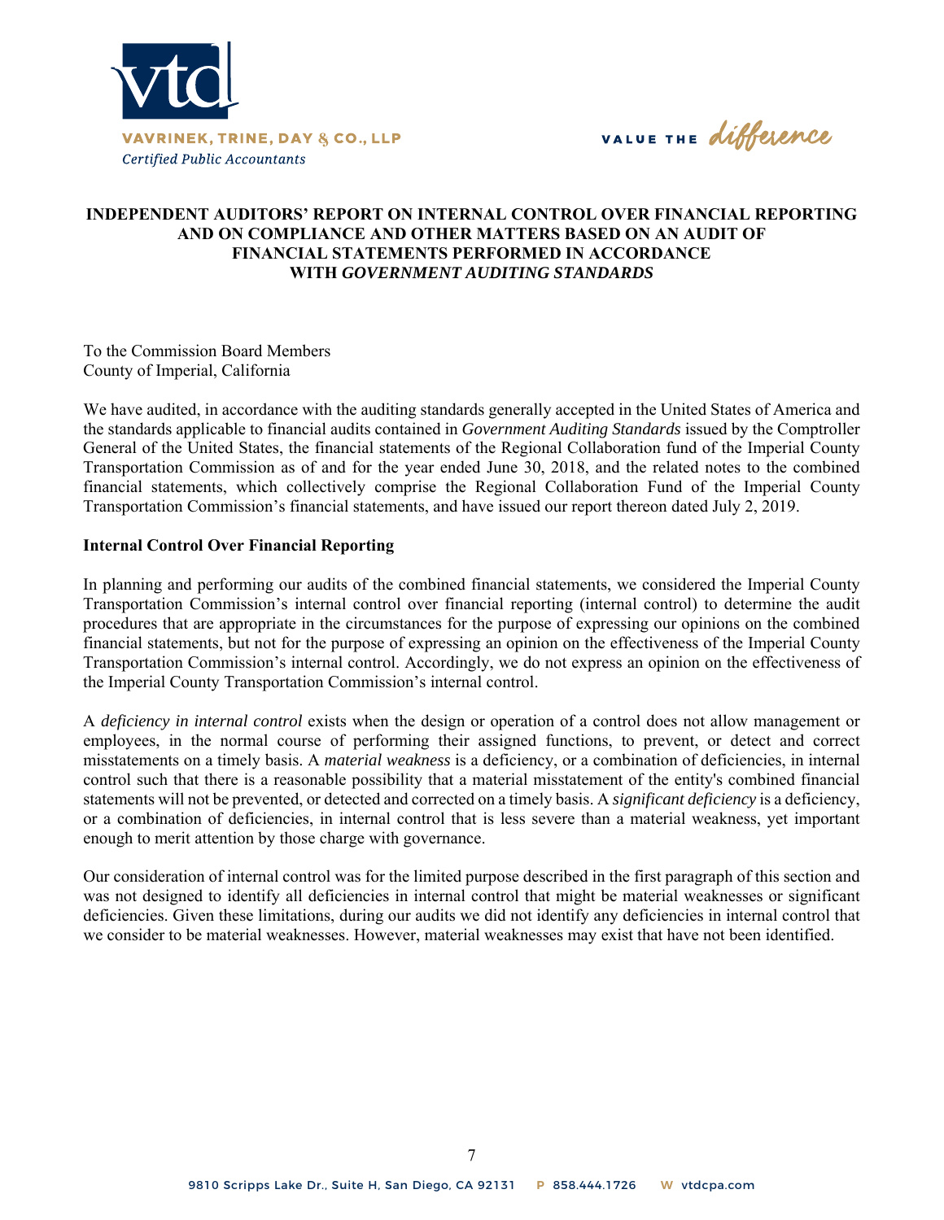VAVRINEK, TRINE, DAY & CO., LLP
*Certified Public Accountants*

VALUE THE *difference*

# INDEPENDENT AUDITORS' REPORT ON INTERNAL CONTROL OVER FINANCIAL REPORTING AND ON COMPLIANCE AND OTHER MATTERS BASED ON AN AUDIT OF FINANCIAL STATEMENTS PERFORMED IN ACCORDANCE WITH *GOVERNMENT AUDITING STANDARDS*

To the Commission Board Members
County of Imperial, California

We have audited, in accordance with the auditing standards generally accepted in the United States of America and the standards applicable to financial audits contained in *Government Auditing Standards* issued by the Comptroller General of the United States, the financial statements of the Regional Collaboration fund of the Imperial County Transportation Commission as of and for the year ended June 30, 2018, and the related notes to the combined financial statements, which collectively comprise the Regional Collaboration Fund of the Imperial County Transportation Commission's financial statements, and have issued our report thereon dated July 2, 2019.

**Internal Control Over Financial Reporting**

In planning and performing our audits of the combined financial statements, we considered the Imperial County Transportation Commission's internal control over financial reporting (internal control) to determine the audit procedures that are appropriate in the circumstances for the purpose of expressing our opinions on the combined financial statements, but not for the purpose of expressing an opinion on the effectiveness of the Imperial County Transportation Commission's internal control. Accordingly, we do not express an opinion on the effectiveness of the Imperial County Transportation Commission's internal control.

A *deficiency in internal control* exists when the design or operation of a control does not allow management or employees, in the normal course of performing their assigned functions, to prevent, or detect and correct misstatements on a timely basis. A *material weakness* is a deficiency, or a combination of deficiencies, in internal control such that there is a reasonable possibility that a material misstatement of the entity's combined financial statements will not be prevented, or detected and corrected on a timely basis. A *significant deficiency* is a deficiency, or a combination of deficiencies, in internal control that is less severe than a material weakness, yet important enough to merit attention by those charge with governance.

Our consideration of internal control was for the limited purpose described in the first paragraph of this section and was not designed to identify all deficiencies in internal control that might be material weaknesses or significant deficiencies. Given these limitations, during our audits we did not identify any deficiencies in internal control that we consider to be material weaknesses. However, material weaknesses may exist that have not been identified.

9810 Scripps Lake Dr., Suite H, San Diego, CA 92131 P 858.444.1726 W vtdcpa.com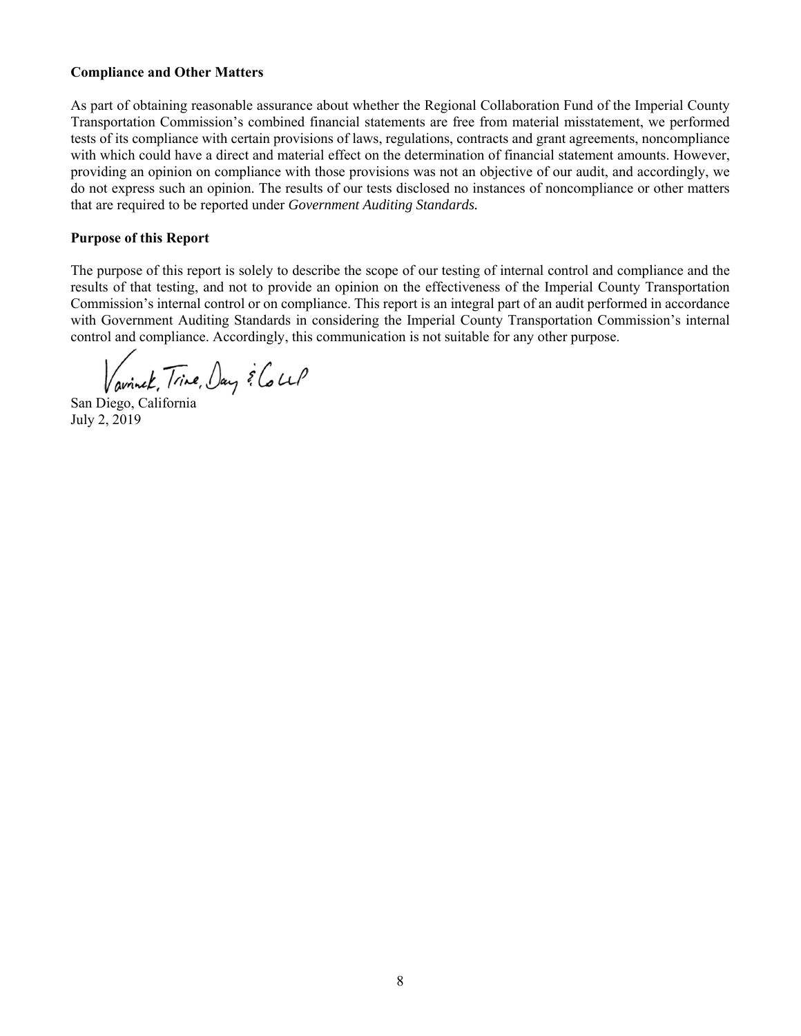**Compliance and Other Matters**

As part of obtaining reasonable assurance about whether the Regional Collaboration Fund of the Imperial County Transportation Commission's combined financial statements are free from material misstatement, we performed tests of its compliance with certain provisions of laws, regulations, contracts and grant agreements, noncompliance with which could have a direct and material effect on the determination of financial statement amounts. However, providing an opinion on compliance with those provisions was not an objective of our audit, and accordingly, we do not express such an opinion. The results of our tests disclosed no instances of noncompliance or other matters that are required to be reported under *Government Auditing Standards.*

**Purpose of this Report**

The purpose of this report is solely to describe the scope of our testing of internal control and compliance and the results of that testing, and not to provide an opinion on the effectiveness of the Imperial County Transportation Commission's internal control or on compliance. This report is an integral part of an audit performed in accordance with Government Auditing Standards in considering the Imperial County Transportation Commission's internal control and compliance. Accordingly, this communication is not suitable for any other purpose.

Vavrinek, Trine, Day & Co LLP

San Diego, California
July 2, 2019